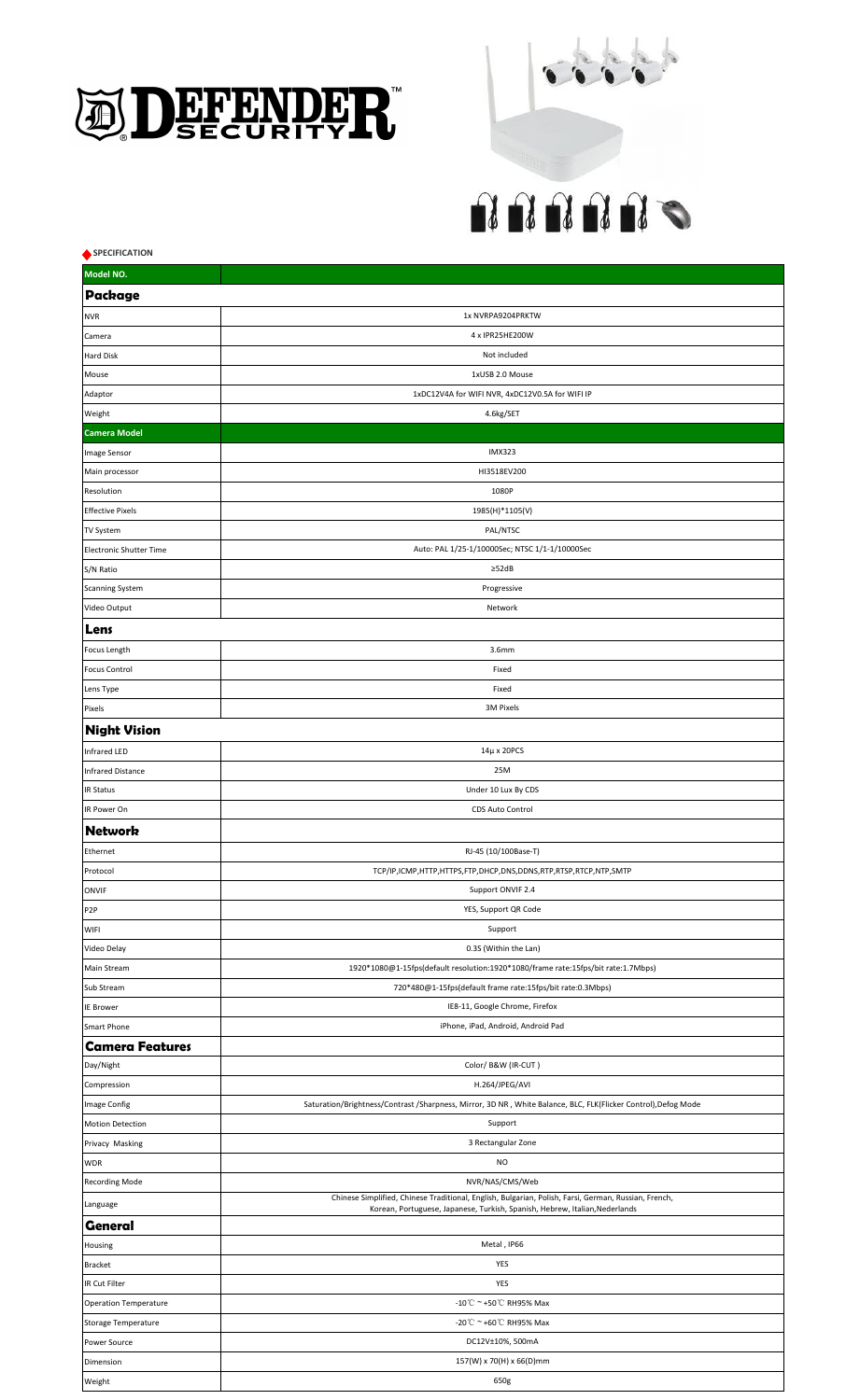# DEFENDER SECURITY™

## SPECIFICATION

| Model NO. | |
|---|---|
| **Package** | |
| NVR | 1x NVRPA9204PRKTW |
| Camera | 4 x IPR25HE200W |
| Hard Disk | Not included |
| Mouse | 1xUSB 2.0 Mouse |
| Adaptor | 1xDC12V4A for WIFI NVR, 4xDC12V0.5A for WIFI IP |
| Weight | 4.6kg/SET |
| **Camera Model** | |
| Image Sensor | IMX323 |
| Main processor | HI3518EV200 |
| Resolution | 1080P |
| Effective Pixels | 1985(H)*1105(V) |
| TV System | PAL/NTSC |
| Electronic Shutter Time | Auto: PAL 1/25-1/10000Sec; NTSC 1/1-1/10000Sec |
| S/N Ratio | ≥52dB |
| Scanning System | Progressive |
| Video Output | Network |
| **Lens** | |
| Focus Length | 3.6mm |
| Focus Control | Fixed |
| Lens Type | Fixed |
| Pixels | 3M Pixels |
| **Night Vision** | |
| Infrared LED | 14μ x 20PCS |
| Infrared Distance | 25M |
| IR Status | Under 10 Lux By CDS |
| IR Power On | CDS Auto Control |
| **Network** | |
| Ethernet | RJ-45 (10/100Base-T) |
| Protocol | TCP/IP,ICMP,HTTP,HTTPS,FTP,DHCP,DNS,DDNS,RTP,RTSP,RTCP,NTP,SMTP |
| ONVIF | Support ONVIF 2.4 |
| P2P | YES, Support QR Code |
| WIFI | Support |
| Video Delay | 0.3S (Within the Lan) |
| Main Stream | 1920*1080@1-15fps(default resolution:1920*1080/frame rate:15fps/bit rate:1.7Mbps) |
| Sub Stream | 720*480@1-15fps(default frame rate:15fps/bit rate:0.3Mbps) |
| IE Brower | IE8-11, Google Chrome, Firefox |
| Smart Phone | iPhone, iPad, Android, Android Pad |
| **Camera Features** | |
| Day/Night | Color/ B&W (IR-CUT ) |
| Compression | H.264/JPEG/AVI |
| Image Config | Saturation/Brightness/Contrast /Sharpness, Mirror, 3D NR , White Balance, BLC, FLK(Flicker Control),Defog Mode |
| Motion Detection | Support |
| Privacy Masking | 3 Rectangular Zone |
| WDR | NO |
| Recording Mode | NVR/NAS/CMS/Web |
| Language | Chinese Simplified, Chinese Traditional, English, Bulgarian, Polish, Farsi, German, Russian, French, Korean, Portuguese, Japanese, Turkish, Spanish, Hebrew, Italian,Nederlands |
| **General** | |
| Housing | Metal , IP66 |
| Bracket | YES |
| IR Cut Filter | YES |
| Operation Temperature | -10℃ ~ +50℃ RH95% Max |
| Storage Temperature | -20℃ ~ +60℃ RH95% Max |
| Power Source | DC12V±10%, 500mA |
| Dimension | 157(W) x 70(H) x 66(D)mm |
| Weight | 650g |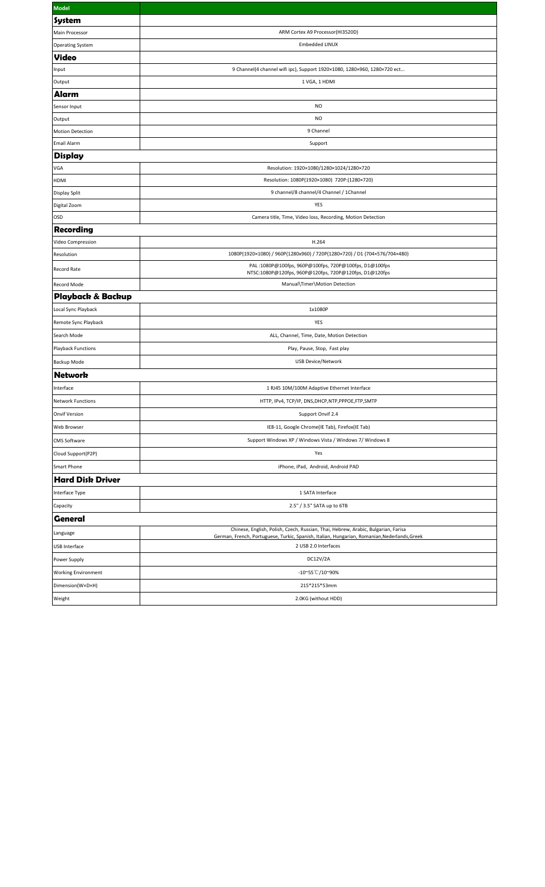| Model | |
|---|---|
| **System** | |
| Main Processor | ARM Cortex A9 Processor(HI3520D) |
| Operating System | Embedded LINUX |
| **Video** | |
| Input | 9 Channel(4 channel wifi ipc), Support 1920×1080, 1280×960, 1280×720 ect… |
| Output | 1 VGA, 1 HDMI |
| **Alarm** | |
| Sensor Input | NO |
| Output | NO |
| Motion Detection | 9 Channel |
| Email Alarm | Support |
| **Display** | |
| VGA | Resolution: 1920×1080/1280×1024/1280×720 |
| HDMI | Resolution: 1080P(1920×1080) 720P:(1280×720) |
| Display Split | 9 channel/8 channel/4 Channel / 1Channel |
| Digital Zoom | YES |
| OSD | Camera title, Time, Video loss, Recording, Motion Detection |
| **Recording** | |
| Video Compression | H.264 |
| Resolution | 1080P(1920×1080) / 960P(1280x960) / 720P(1280×720) / D1 (704×576/704×480) |
| Record Rate | PAL :1080P@100fps, 960P@100fps, 720P@100fps, D1@100fps<br>NTSC:1080P@120fps, 960P@120fps, 720P@120fps, D1@120fps |
| Record Mode | Manual\Timer\Motion Detection |
| **Playback & Backup** | |
| Local Sync Playback | 1x1080P |
| Remote Sync Playback | YES |
| Search Mode | ALL, Channel, Time, Date, Motion Detection |
| Playback Functions | Play, Pause, Stop, Fast play |
| Backup Mode | USB Device/Network |
| **Network** | |
| Interface | 1 RJ45 10M/100M Adaptive Ethernet Interface |
| Network Functions | HTTP, IPv4, TCP/IP, DNS,DHCP,NTP,PPPOE,FTP,SMTP |
| Onvif Version | Support Onvif 2.4 |
| Web Browser | IE8-11, Google Chrome(IE Tab), Firefox(IE Tab) |
| CMS Software | Support Windows XP / Windows Vista / Windows 7/ Windows 8 |
| Cloud Support(P2P) | Yes |
| Smart Phone | iPhone, iPad, Android, Android PAD |
| **Hard Disk Driver** | |
| Interface Type | 1 SATA Interface |
| Capacity | 2.5" / 3.5" SATA up to 6TB |
| **General** | |
| Language | Chinese, English, Polish, Czech, Russian, Thai, Hebrew, Arabic, Bulgarian, Farisa<br>German, French, Portuguese, Turkic, Spanish, Italian, Hungarian, Romanian,Nederlands,Greek |
| USB Interface | 2 USB 2.0 Interfaces |
| Power Supply | DC12V/2A |
| Working Environment | -10~55℃/10~90% |
| Dimension(W×D×H) | 215*215*53mm |
| Weight | 2.0KG (without HDD) |